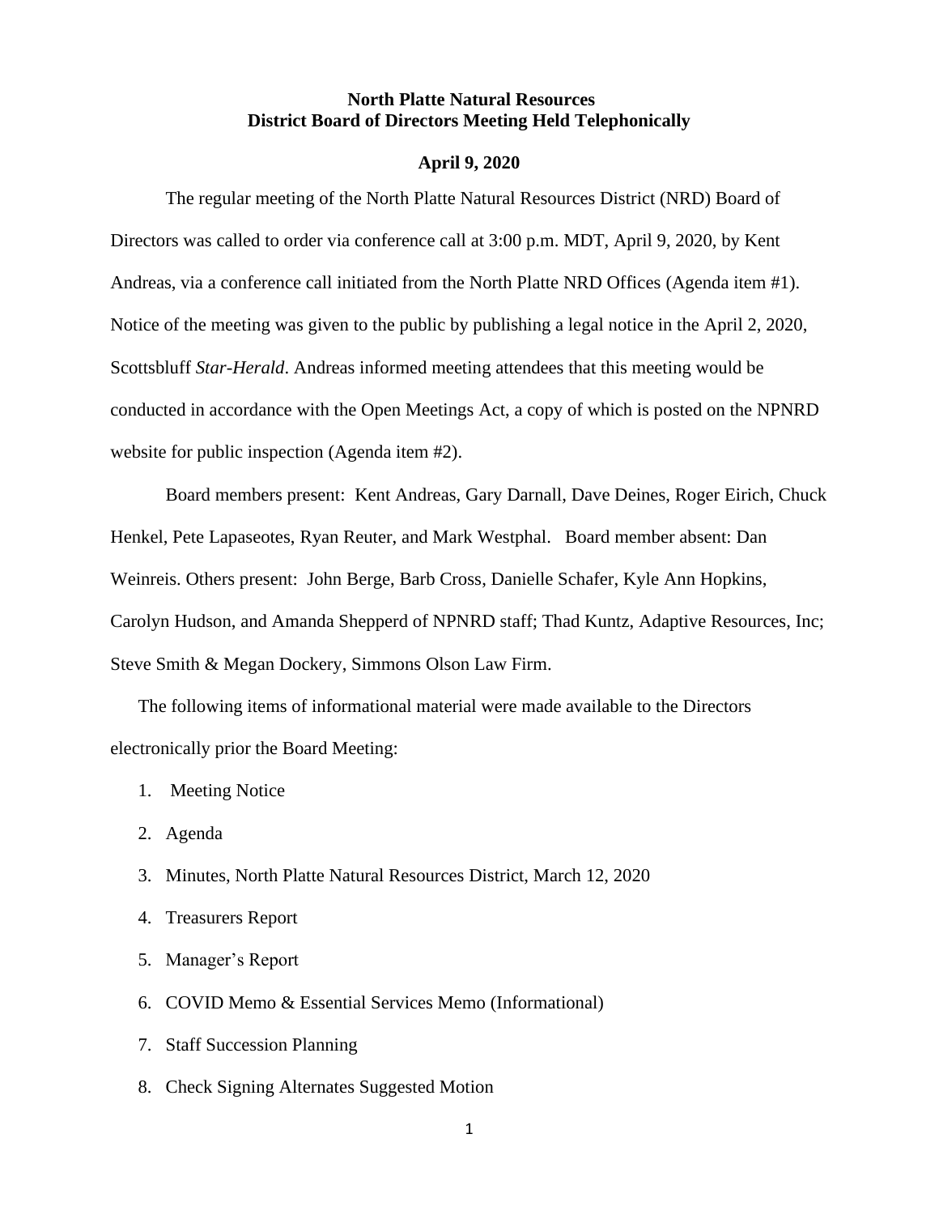**North Platte Natural Resources**
**District Board of Directors Meeting Held Telephonically**

**April 9, 2020**

The regular meeting of the North Platte Natural Resources District (NRD) Board of Directors was called to order via conference call at 3:00 p.m. MDT, April 9, 2020, by Kent Andreas, via a conference call initiated from the North Platte NRD Offices (Agenda item #1). Notice of the meeting was given to the public by publishing a legal notice in the April 2, 2020, Scottsbluff *Star-Herald*. Andreas informed meeting attendees that this meeting would be conducted in accordance with the Open Meetings Act, a copy of which is posted on the NPNRD website for public inspection (Agenda item #2).

Board members present: Kent Andreas, Gary Darnall, Dave Deines, Roger Eirich, Chuck Henkel, Pete Lapaseotes, Ryan Reuter, and Mark Westphal. Board member absent: Dan Weinreis. Others present: John Berge, Barb Cross, Danielle Schafer, Kyle Ann Hopkins, Carolyn Hudson, and Amanda Shepperd of NPNRD staff; Thad Kuntz, Adaptive Resources, Inc; Steve Smith & Megan Dockery, Simmons Olson Law Firm.

The following items of informational material were made available to the Directors electronically prior the Board Meeting:

1. Meeting Notice
2. Agenda
3. Minutes, North Platte Natural Resources District, March 12, 2020
4. Treasurers Report
5. Manager's Report
6. COVID Memo & Essential Services Memo (Informational)
7. Staff Succession Planning
8. Check Signing Alternates Suggested Motion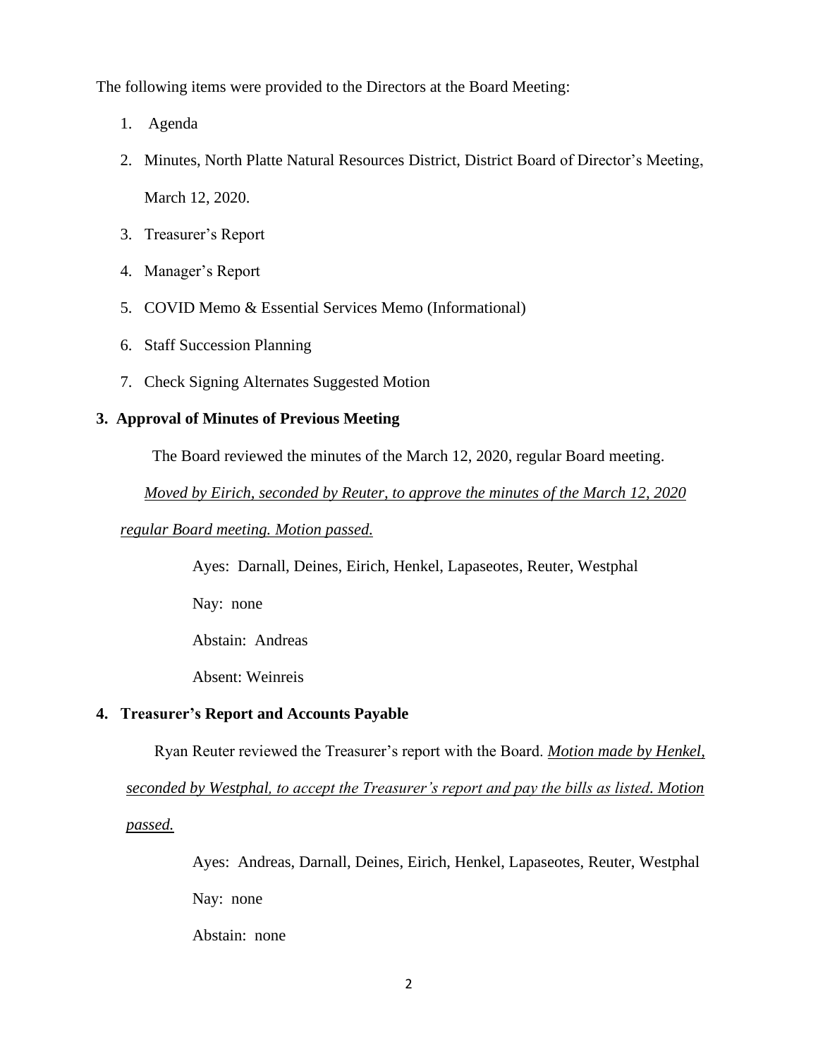The following items were provided to the Directors at the Board Meeting:

1. Agenda
2. Minutes, North Platte Natural Resources District, District Board of Director's Meeting, March 12, 2020.
3. Treasurer's Report
4. Manager's Report
5. COVID Memo & Essential Services Memo (Informational)
6. Staff Succession Planning
7. Check Signing Alternates Suggested Motion

**3. Approval of Minutes of Previous Meeting**

The Board reviewed the minutes of the March 12, 2020, regular Board meeting.

*Moved by Eirich, seconded by Reuter, to approve the minutes of the March 12, 2020 regular Board meeting. Motion passed.*

Ayes: Darnall, Deines, Eirich, Henkel, Lapaseotes, Reuter, Westphal

Nay: none

Abstain: Andreas

Absent: Weinreis

**4. Treasurer's Report and Accounts Payable**

Ryan Reuter reviewed the Treasurer's report with the Board. *Motion made by Henkel, seconded by Westphal, to accept the Treasurer's report and pay the bills as listed. Motion passed.*

Ayes: Andreas, Darnall, Deines, Eirich, Henkel, Lapaseotes, Reuter, Westphal

Nay: none

Abstain: none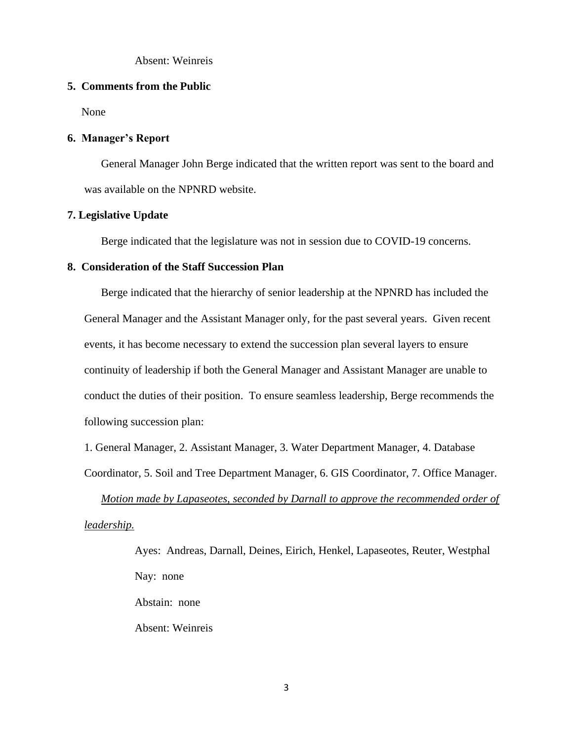Absent: Weinreis

## 5. Comments from the Public

None

## 6. Manager's Report

General Manager John Berge indicated that the written report was sent to the board and was available on the NPNRD website.

## 7. Legislative Update

Berge indicated that the legislature was not in session due to COVID-19 concerns.

## 8. Consideration of the Staff Succession Plan

Berge indicated that the hierarchy of senior leadership at the NPNRD has included the General Manager and the Assistant Manager only, for the past several years. Given recent events, it has become necessary to extend the succession plan several layers to ensure continuity of leadership if both the General Manager and Assistant Manager are unable to conduct the duties of their position. To ensure seamless leadership, Berge recommends the following succession plan:

1. General Manager, 2. Assistant Manager, 3. Water Department Manager, 4. Database Coordinator, 5. Soil and Tree Department Manager, 6. GIS Coordinator, 7. Office Manager.

*Motion made by Lapaseotes, seconded by Darnall to approve the recommended order of leadership.*

Ayes: Andreas, Darnall, Deines, Eirich, Henkel, Lapaseotes, Reuter, Westphal

Nay: none

Abstain: none

Absent: Weinreis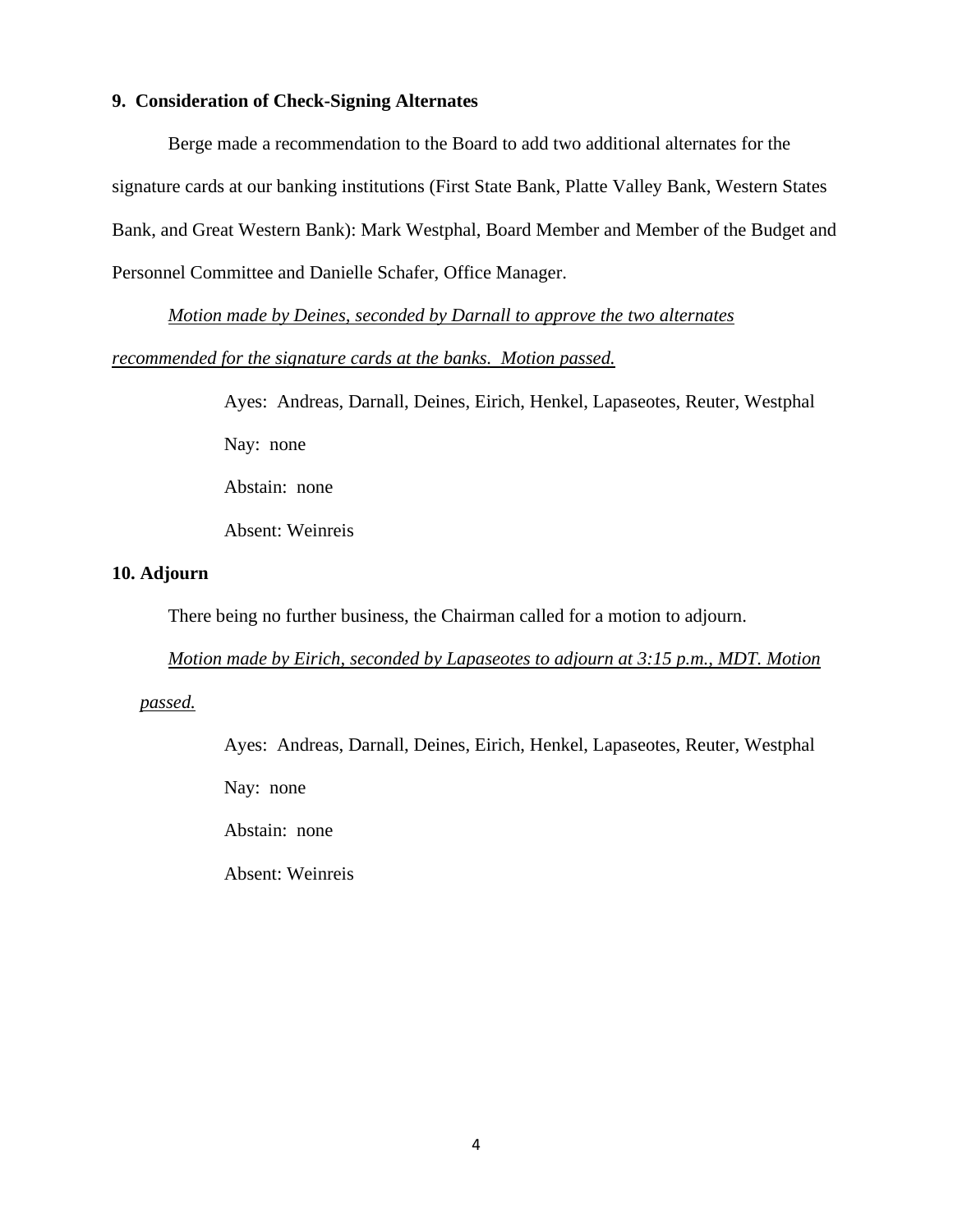**9. Consideration of Check-Signing Alternates**

Berge made a recommendation to the Board to add two additional alternates for the signature cards at our banking institutions (First State Bank, Platte Valley Bank, Western States Bank, and Great Western Bank): Mark Westphal, Board Member and Member of the Budget and Personnel Committee and Danielle Schafer, Office Manager.

*Motion made by Deines, seconded by Darnall to approve the two alternates recommended for the signature cards at the banks. Motion passed.*

Ayes: Andreas, Darnall, Deines, Eirich, Henkel, Lapaseotes, Reuter, Westphal

Nay: none

Abstain: none

Absent: Weinreis

**10. Adjourn**

There being no further business, the Chairman called for a motion to adjourn.

*Motion made by Eirich, seconded by Lapaseotes to adjourn at 3:15 p.m., MDT. Motion passed.*

Ayes: Andreas, Darnall, Deines, Eirich, Henkel, Lapaseotes, Reuter, Westphal

Nay: none

Abstain: none

Absent: Weinreis